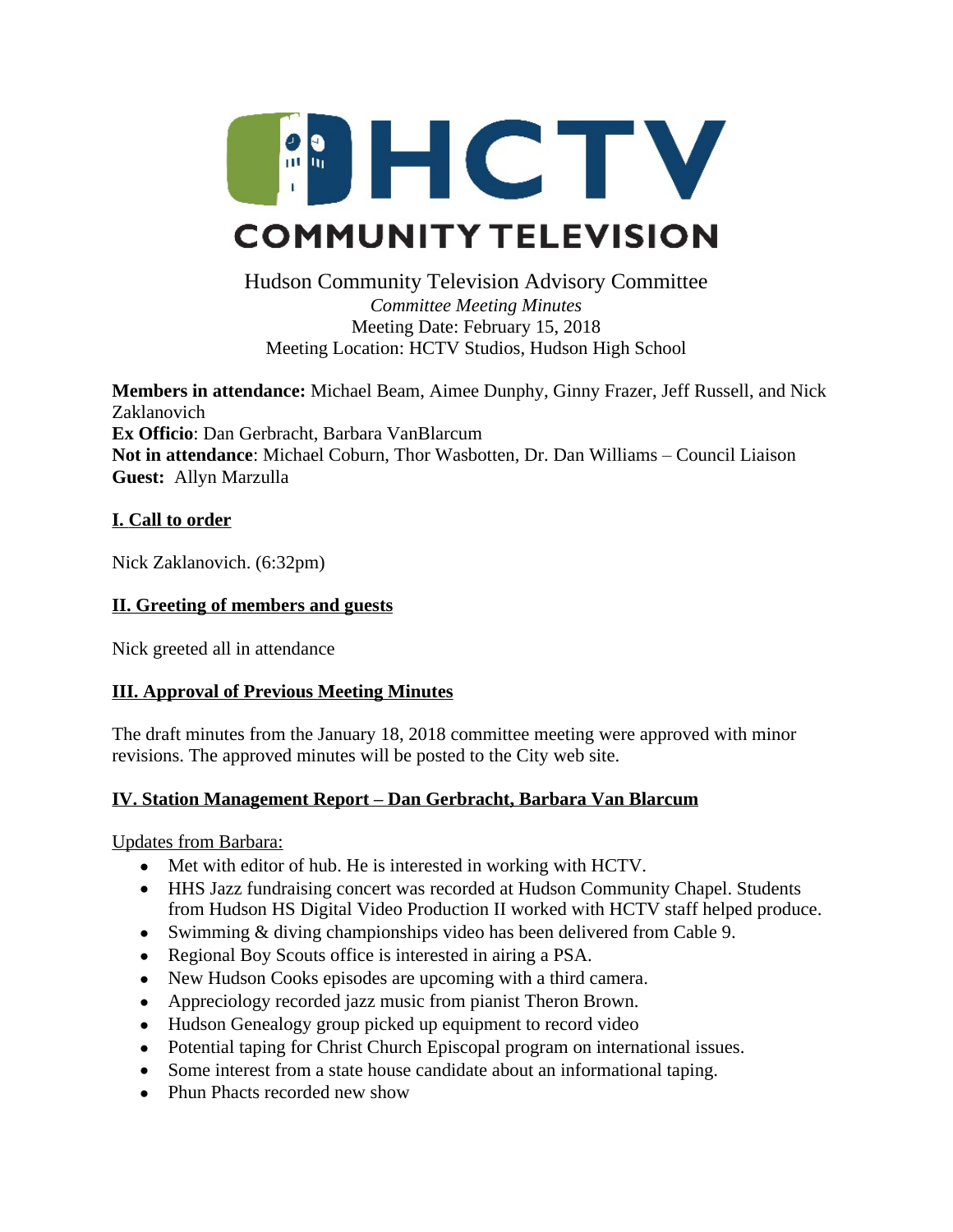HCTV

COMMUNITY TELEVISION

Hudson Community Television Advisory Committee

*Committee Meeting Minutes*

Meeting Date: February 15, 2018

Meeting Location: HCTV Studios, Hudson High School

**Members in attendance:** Michael Beam, Aimee Dunphy, Ginny Frazer, Jeff Russell, and Nick Zaklanovich

**Ex Officio**: Dan Gerbracht, Barbara VanBlarcum

**Not in attendance**: Michael Coburn, Thor Wasbotten, Dr. Dan Williams – Council Liaison

**Guest:** Allyn Marzulla

## I. Call to order

Nick Zaklanovich. (6:32pm)

## II. Greeting of members and guests

Nick greeted all in attendance

## III. Approval of Previous Meeting Minutes

The draft minutes from the January 18, 2018 committee meeting were approved with minor revisions. The approved minutes will be posted to the City web site.

## IV. Station Management Report – Dan Gerbracht, Barbara Van Blarcum

Updates from Barbara:

- Met with editor of hub. He is interested in working with HCTV.
- HHS Jazz fundraising concert was recorded at Hudson Community Chapel. Students from Hudson HS Digital Video Production II worked with HCTV staff helped produce.
- Swimming & diving championships video has been delivered from Cable 9.
- Regional Boy Scouts office is interested in airing a PSA.
- New Hudson Cooks episodes are upcoming with a third camera.
- Appreciology recorded jazz music from pianist Theron Brown.
- Hudson Genealogy group picked up equipment to record video
- Potential taping for Christ Church Episcopal program on international issues.
- Some interest from a state house candidate about an informational taping.
- Phun Phacts recorded new show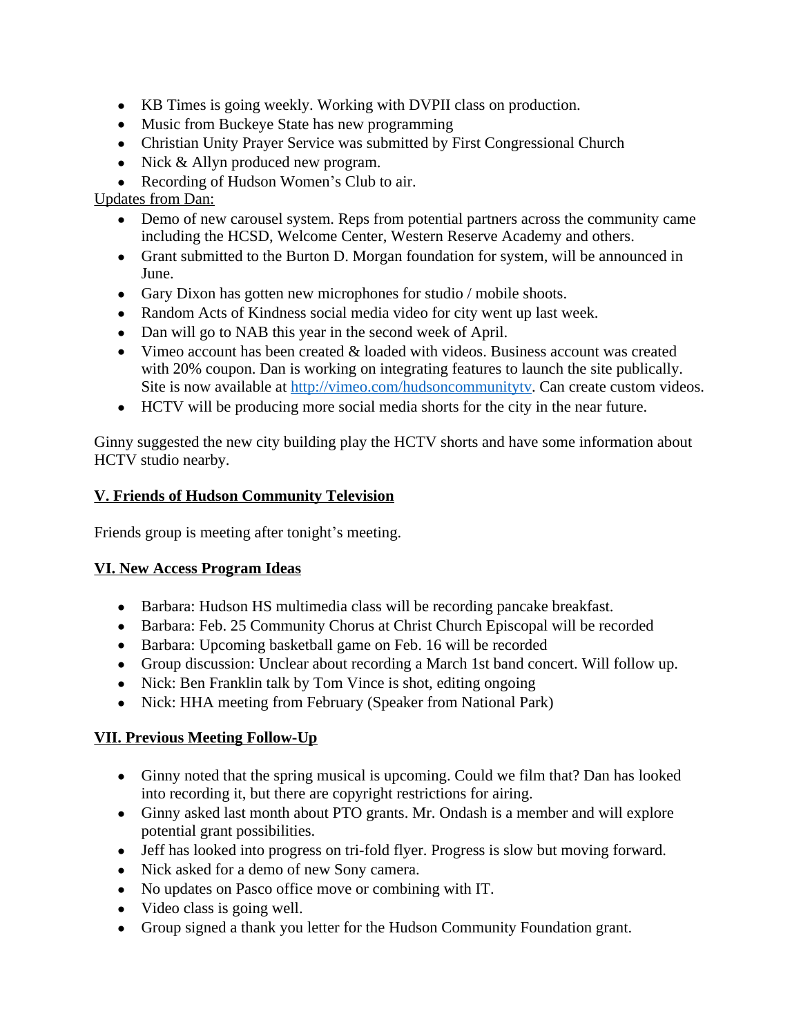- KB Times is going weekly. Working with DVPII class on production.
- Music from Buckeye State has new programming
- Christian Unity Prayer Service was submitted by First Congregational Church
- Nick & Allyn produced new program.
- Recording of Hudson Women's Club to air.

Updates from Dan:

- Demo of new carousel system. Reps from potential partners across the community came including the HCSD, Welcome Center, Western Reserve Academy and others.
- Grant submitted to the Burton D. Morgan foundation for system, will be announced in June.
- Gary Dixon has gotten new microphones for studio / mobile shoots.
- Random Acts of Kindness social media video for city went up last week.
- Dan will go to NAB this year in the second week of April.
- Vimeo account has been created & loaded with videos. Business account was created with 20% coupon. Dan is working on integrating features to launch the site publically. Site is now available at [http://vimeo.com/hudsoncommunitytv](http://vimeo.com/hudsoncommunitytv). Can create custom videos.
- HCTV will be producing more social media shorts for the city in the near future.

Ginny suggested the new city building play the HCTV shorts and have some information about HCTV studio nearby.

## V. Friends of Hudson Community Television

Friends group is meeting after tonight's meeting.

## VI. New Access Program Ideas

- Barbara: Hudson HS multimedia class will be recording pancake breakfast.
- Barbara: Feb. 25 Community Chorus at Christ Church Episcopal will be recorded
- Barbara: Upcoming basketball game on Feb. 16 will be recorded
- Group discussion: Unclear about recording a March 1st band concert. Will follow up.
- Nick: Ben Franklin talk by Tom Vince is shot, editing ongoing
- Nick: HHA meeting from February (Speaker from National Park)

## VII. Previous Meeting Follow-Up

- Ginny noted that the spring musical is upcoming. Could we film that? Dan has looked into recording it, but there are copyright restrictions for airing.
- Ginny asked last month about PTO grants. Mr. Ondash is a member and will explore potential grant possibilities.
- Jeff has looked into progress on tri-fold flyer. Progress is slow but moving forward.
- Nick asked for a demo of new Sony camera.
- No updates on Pasco office move or combining with IT.
- Video class is going well.
- Group signed a thank you letter for the Hudson Community Foundation grant.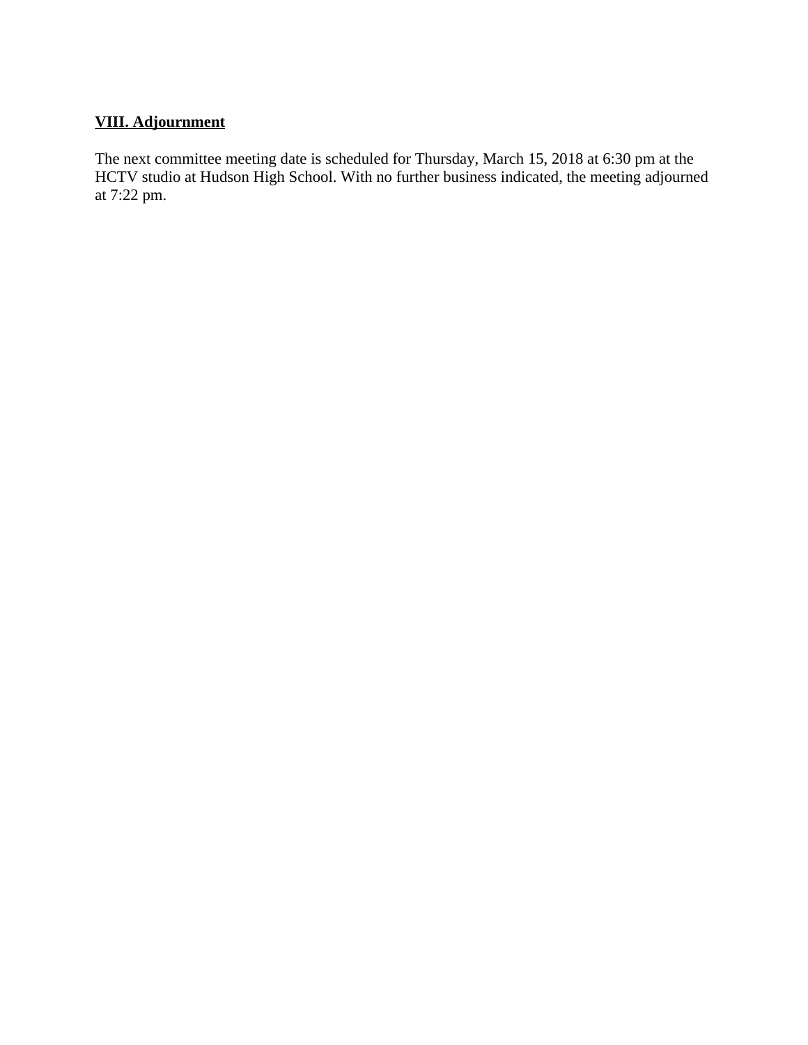## **VIII. Adjournment**

The next committee meeting date is scheduled for Thursday, March 15, 2018 at 6:30 pm at the HCTV studio at Hudson High School. With no further business indicated, the meeting adjourned at 7:22 pm.